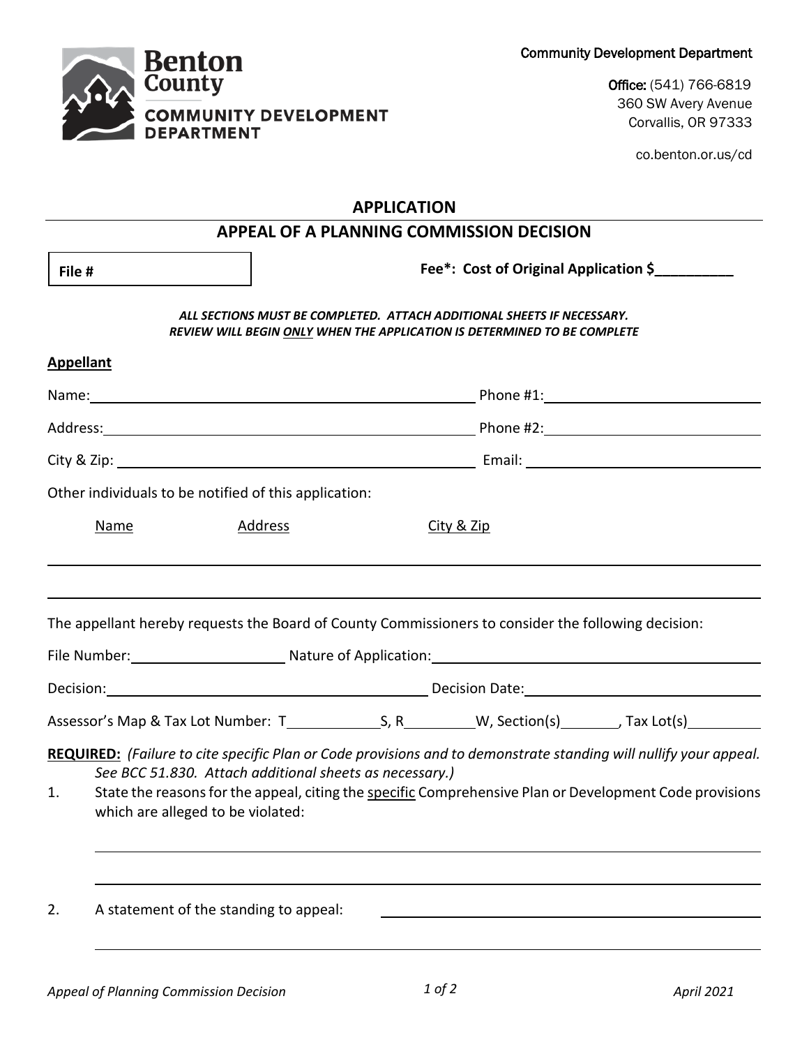Benton County
COMMUNITY DEVELOPMENT DEPARTMENT

Community Development Department

Office: (541) 766-6819
360 SW Avery Avenue
Corvallis, OR 97333

co.benton.or.us/cd

# APPLICATION

## APPEAL OF A PLANNING COMMISSION DECISION

**File #**

**Fee*: Cost of Original Application $__________**

***ALL SECTIONS MUST BE COMPLETED. ATTACH ADDITIONAL SHEETS IF NECESSARY.***
***REVIEW WILL BEGIN ONLY WHEN THE APPLICATION IS DETERMINED TO BE COMPLETE***

**Appellant**

Name: ______________________________ Phone #1: ______________________________

Address: ______________________________ Phone #2: ______________________________

City & Zip: ______________________________ Email: ______________________________

Other individuals to be notified of this application:

| Name | Address | City & Zip |
|---|---|---|
| | | |
| | | |

The appellant hereby requests the Board of County Commissioners to consider the following decision:

File Number: ____________ Nature of Application: ______________________________

Decision: ______________________________ Decision Date: ______________________________

Assessor's Map & Tax Lot Number: T__________S, R__________W, Section(s)________, Tax Lot(s)__________

**REQUIRED:** *(Failure to cite specific Plan or Code provisions and to demonstrate standing will nullify your appeal. See BCC 51.830. Attach additional sheets as necessary.)*

1. State the reasons for the appeal, citing the specific Comprehensive Plan or Development Code provisions which are alleged to be violated:

______________________________________________________________

______________________________________________________________

2. A statement of the standing to appeal: ______________________________

______________________________________________________________

*Appeal of Planning Commission Decision* | *April 2021*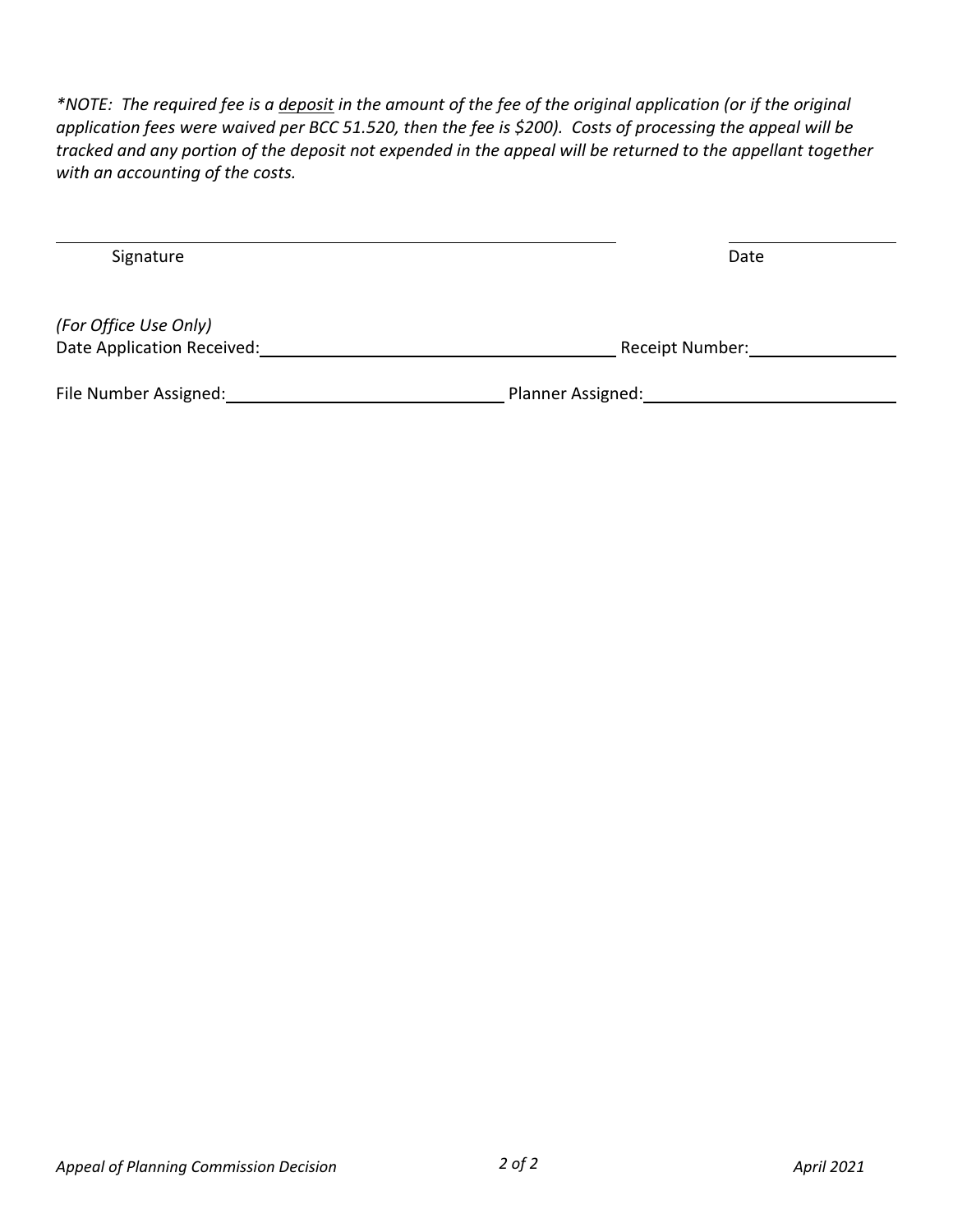*\*NOTE: The required fee is a <u>deposit</u> in the amount of the fee of the original application (or if the original application fees were waived per BCC 51.520, then the fee is $200). Costs of processing the appeal will be tracked and any portion of the deposit not expended in the appeal will be returned to the appellant together with an accounting of the costs.*

\_\_\_\_\_\_\_\_\_\_\_\_\_\_\_\_\_\_\_\_\_\_\_\_\_\_\_\_\_\_\_\_\_\_\_\_\_\_\_\_\_\_\_\_\_\_\_\_ \_\_\_\_\_\_\_\_\_\_\_\_\_\_\_\_
Signature Date

*(For Office Use Only)*

Date Application Received: \_\_\_\_\_\_\_\_\_\_\_\_\_\_\_\_\_\_\_\_\_\_\_\_\_\_ Receipt Number: \_\_\_\_\_\_\_\_\_\_\_\_

File Number Assigned: \_\_\_\_\_\_\_\_\_\_\_\_\_\_\_\_\_\_\_\_ Planner Assigned: \_\_\_\_\_\_\_\_\_\_\_\_\_\_\_\_\_\_\_\_